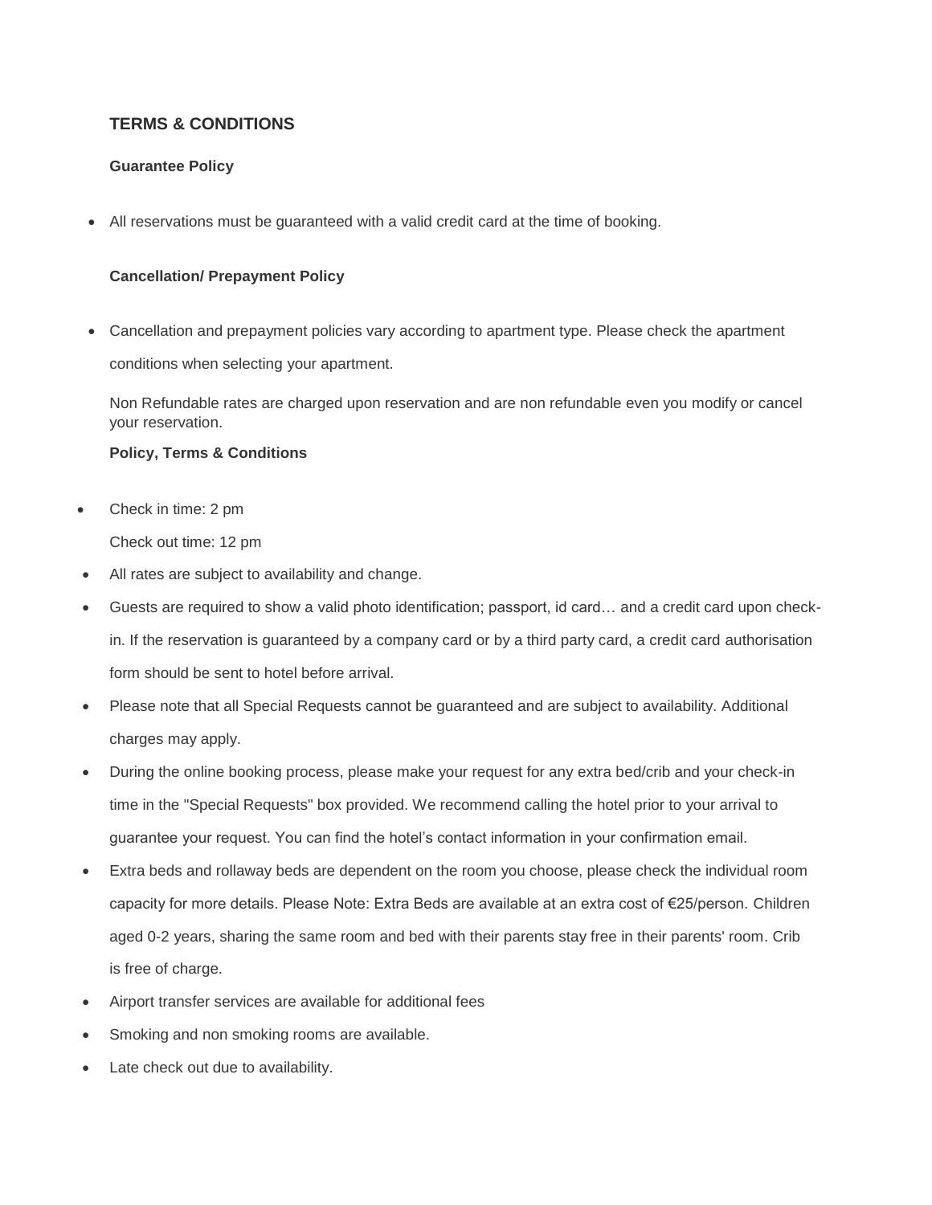## TERMS & CONDITIONS

### Guarantee Policy

- All reservations must be guaranteed with a valid credit card at the time of booking.

### Cancellation/ Prepayment Policy

- Cancellation and prepayment policies vary according to apartment type. Please check the apartment conditions when selecting your apartment.

  Non Refundable rates are charged upon reservation and are non refundable even you modify or cancel your reservation.

### Policy, Terms & Conditions

- Check in time: 2 pm

  Check out time: 12 pm
- All rates are subject to availability and change.
- Guests are required to show a valid photo identification; passport, id card… and a credit card upon check-in. If the reservation is guaranteed by a company card or by a third party card, a credit card authorisation form should be sent to hotel before arrival.
- Please note that all Special Requests cannot be guaranteed and are subject to availability. Additional charges may apply.
- During the online booking process, please make your request for any extra bed/crib and your check-in time in the "Special Requests" box provided. We recommend calling the hotel prior to your arrival to guarantee your request. You can find the hotel's contact information in your confirmation email.
- Extra beds and rollaway beds are dependent on the room you choose, please check the individual room capacity for more details. Please Note: Extra Beds are available at an extra cost of €25/person. Children aged 0-2 years, sharing the same room and bed with their parents stay free in their parents' room. Crib is free of charge.
- Airport transfer services are available for additional fees
- Smoking and non smoking rooms are available.
- Late check out due to availability.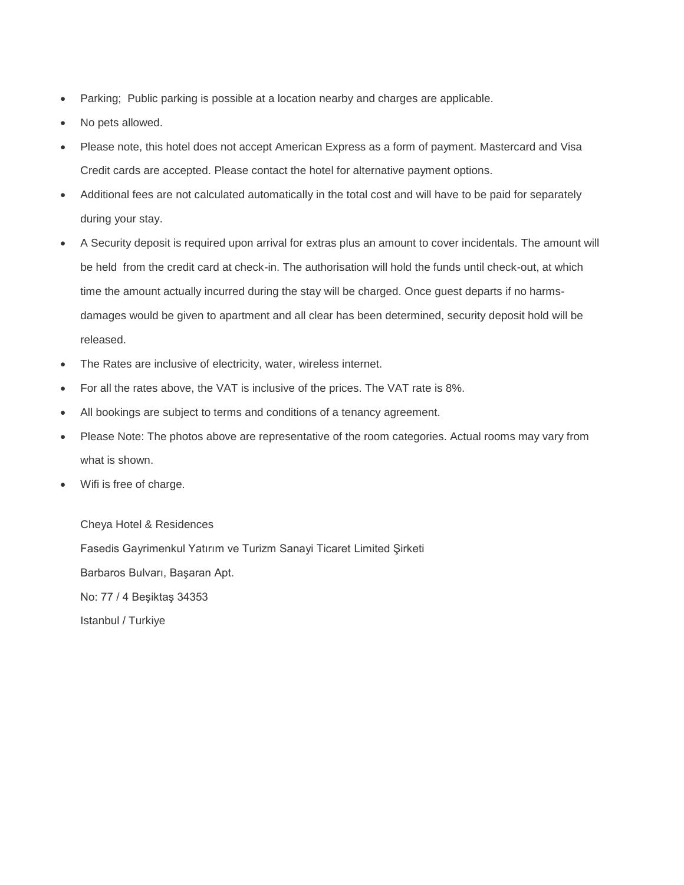- Parking; Public parking is possible at a location nearby and charges are applicable.
- No pets allowed.
- Please note, this hotel does not accept American Express as a form of payment. Mastercard and Visa Credit cards are accepted. Please contact the hotel for alternative payment options.
- Additional fees are not calculated automatically in the total cost and will have to be paid for separately during your stay.
- A Security deposit is required upon arrival for extras plus an amount to cover incidentals. The amount will be held from the credit card at check-in. The authorisation will hold the funds until check-out, at which time the amount actually incurred during the stay will be charged. Once guest departs if no harms-damages would be given to apartment and all clear has been determined, security deposit hold will be released.
- The Rates are inclusive of electricity, water, wireless internet.
- For all the rates above, the VAT is inclusive of the prices. The VAT rate is 8%.
- All bookings are subject to terms and conditions of a tenancy agreement.
- Please Note: The photos above are representative of the room categories. Actual rooms may vary from what is shown.
- Wifi is free of charge.

Cheya Hotel & Residences

Fasedis Gayrimenkul Yatırım ve Turizm Sanayi Ticaret Limited Şirketi

Barbaros Bulvarı, Başaran Apt.

No: 77 / 4 Beşiktaş 34353

Istanbul / Turkiye